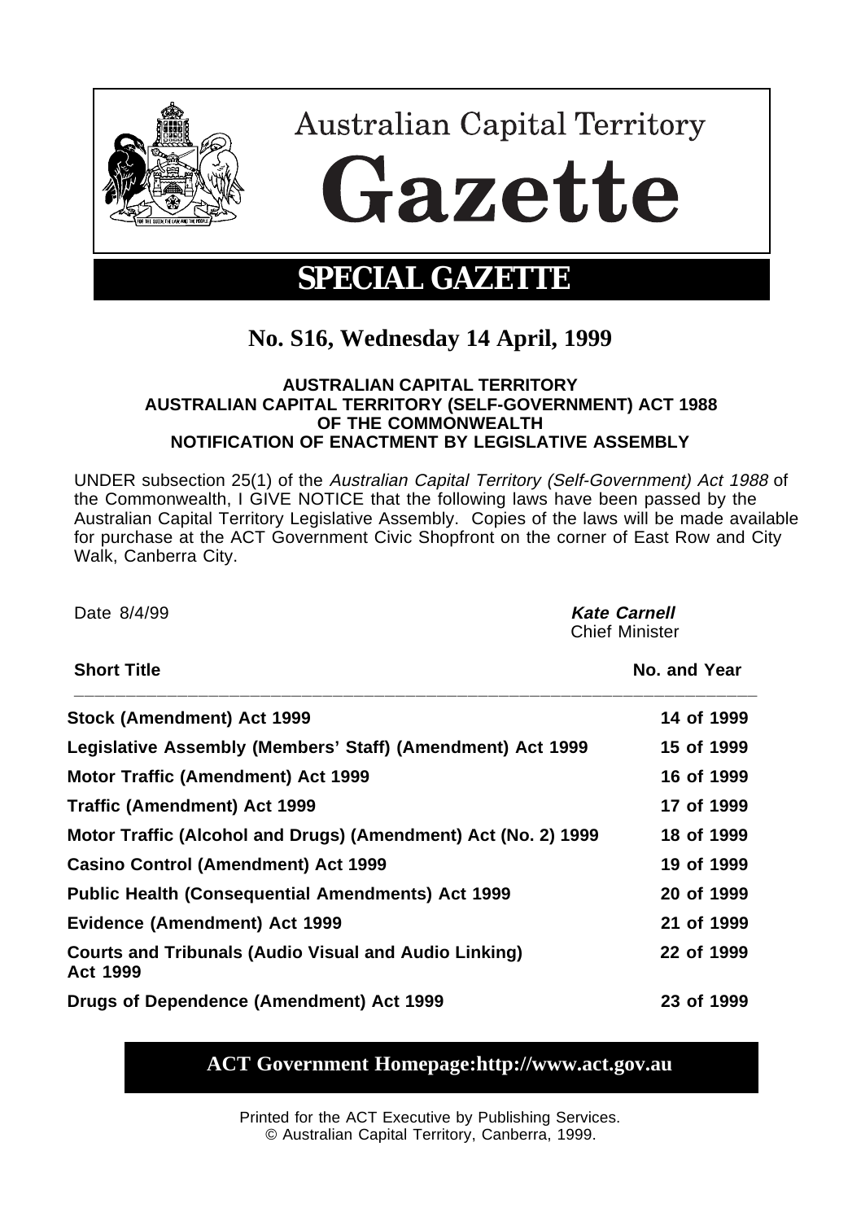# Australian Capital Territory Gazette

## SPECIAL GAZETTE

## No. S16, Wednesday 14 April, 1999

**AUSTRALIAN CAPITAL TERRITORY**
**AUSTRALIAN CAPITAL TERRITORY (SELF-GOVERNMENT) ACT 1988 OF THE COMMONWEALTH**
**NOTIFICATION OF ENACTMENT BY LEGISLATIVE ASSEMBLY**

UNDER subsection 25(1) of the *Australian Capital Territory (Self-Government) Act 1988* of the Commonwealth, I GIVE NOTICE that the following laws have been passed by the Australian Capital Territory Legislative Assembly. Copies of the laws will be made available for purchase at the ACT Government Civic Shopfront on the corner of East Row and City Walk, Canberra City.

Date 8/4/99

***Kate Carnell***
Chief Minister

| Short Title | No. and Year |
|---|---|
| **Stock (Amendment) Act 1999** | **14 of 1999** |
| **Legislative Assembly (Members' Staff) (Amendment) Act 1999** | **15 of 1999** |
| **Motor Traffic (Amendment) Act 1999** | **16 of 1999** |
| **Traffic (Amendment) Act 1999** | **17 of 1999** |
| **Motor Traffic (Alcohol and Drugs) (Amendment) Act (No. 2) 1999** | **18 of 1999** |
| **Casino Control (Amendment) Act 1999** | **19 of 1999** |
| **Public Health (Consequential Amendments) Act 1999** | **20 of 1999** |
| **Evidence (Amendment) Act 1999** | **21 of 1999** |
| **Courts and Tribunals (Audio Visual and Audio Linking) Act 1999** | **22 of 1999** |
| **Drugs of Dependence (Amendment) Act 1999** | **23 of 1999** |

**ACT Government Homepage:http://www.act.gov.au**

Printed for the ACT Executive by Publishing Services.
© Australian Capital Territory, Canberra, 1999.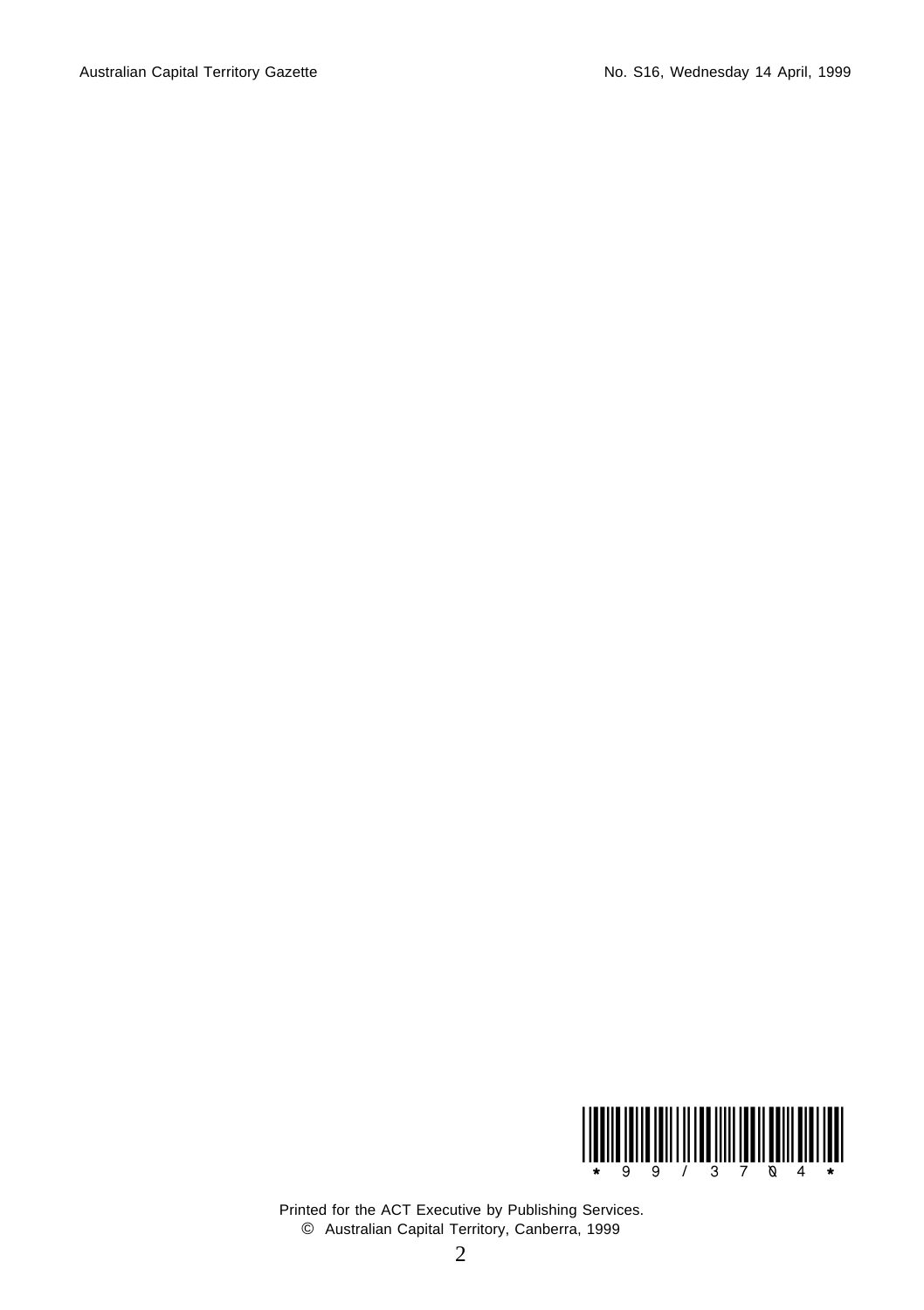*99/3704*

Printed for the ACT Executive by Publishing Services.
© Australian Capital Territory, Canberra, 1999